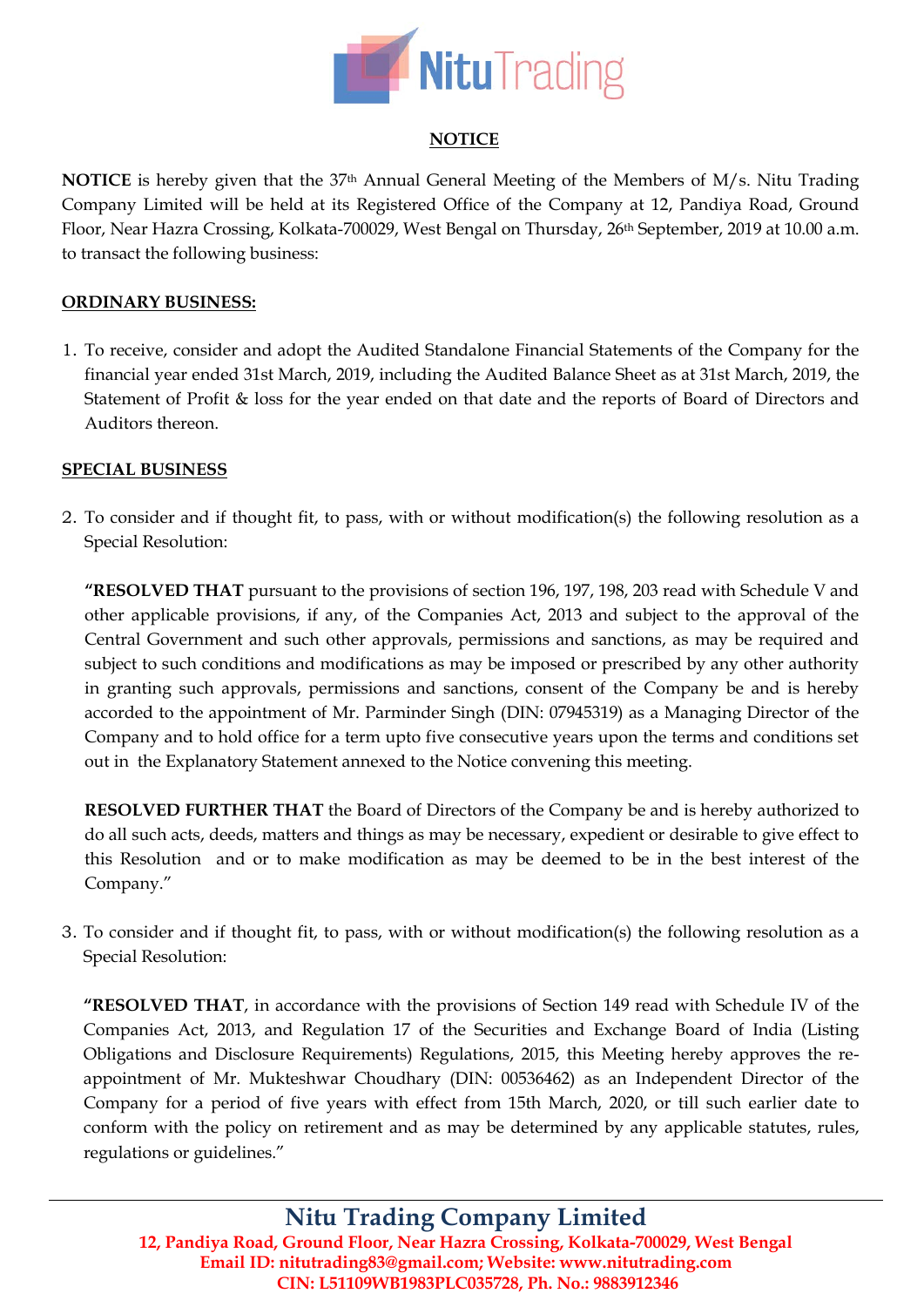NituTrading

## NOTICE

**NOTICE** is hereby given that the 37th Annual General Meeting of the Members of M/s. Nitu Trading Company Limited will be held at its Registered Office of the Company at 12, Pandiya Road, Ground Floor, Near Hazra Crossing, Kolkata-700029, West Bengal on Thursday, 26th September, 2019 at 10.00 a.m. to transact the following business:

**ORDINARY BUSINESS:**

1. To receive, consider and adopt the Audited Standalone Financial Statements of the Company for the financial year ended 31st March, 2019, including the Audited Balance Sheet as at 31st March, 2019, the Statement of Profit & loss for the year ended on that date and the reports of Board of Directors and Auditors thereon.

**SPECIAL BUSINESS**

2. To consider and if thought fit, to pass, with or without modification(s) the following resolution as a Special Resolution:

   **"RESOLVED THAT** pursuant to the provisions of section 196, 197, 198, 203 read with Schedule V and other applicable provisions, if any, of the Companies Act, 2013 and subject to the approval of the Central Government and such other approvals, permissions and sanctions, as may be required and subject to such conditions and modifications as may be imposed or prescribed by any other authority in granting such approvals, permissions and sanctions, consent of the Company be and is hereby accorded to the appointment of Mr. Parminder Singh (DIN: 07945319) as a Managing Director of the Company and to hold office for a term upto five consecutive years upon the terms and conditions set out in the Explanatory Statement annexed to the Notice convening this meeting.

   **RESOLVED FURTHER THAT** the Board of Directors of the Company be and is hereby authorized to do all such acts, deeds, matters and things as may be necessary, expedient or desirable to give effect to this Resolution and or to make modification as may be deemed to be in the best interest of the Company."

3. To consider and if thought fit, to pass, with or without modification(s) the following resolution as a Special Resolution:

   **"RESOLVED THAT**, in accordance with the provisions of Section 149 read with Schedule IV of the Companies Act, 2013, and Regulation 17 of the Securities and Exchange Board of India (Listing Obligations and Disclosure Requirements) Regulations, 2015, this Meeting hereby approves the re-appointment of Mr. Mukteshwar Choudhary (DIN: 00536462) as an Independent Director of the Company for a period of five years with effect from 15th March, 2020, or till such earlier date to conform with the policy on retirement and as may be determined by any applicable statutes, rules, regulations or guidelines."

**Nitu Trading Company Limited**
12, Pandiya Road, Ground Floor, Near Hazra Crossing, Kolkata-700029, West Bengal
Email ID: nitutrading83@gmail.com; Website: www.nitutrading.com
CIN: L51109WB1983PLC035728, Ph. No.: 9883912346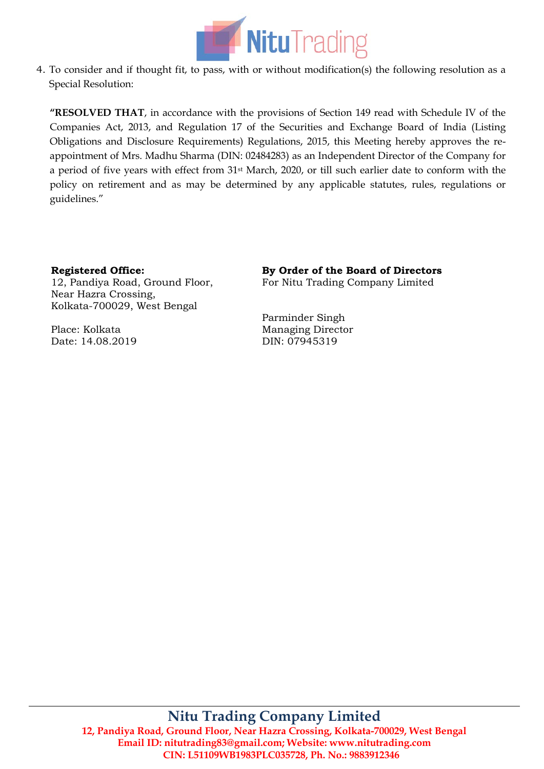4. To consider and if thought fit, to pass, with or without modification(s) the following resolution as a Special Resolution:

   **"RESOLVED THAT**, in accordance with the provisions of Section 149 read with Schedule IV of the Companies Act, 2013, and Regulation 17 of the Securities and Exchange Board of India (Listing Obligations and Disclosure Requirements) Regulations, 2015, this Meeting hereby approves the re-appointment of Mrs. Madhu Sharma (DIN: 02484283) as an Independent Director of the Company for a period of five years with effect from 31st March, 2020, or till such earlier date to conform with the policy on retirement and as may be determined by any applicable statutes, rules, regulations or guidelines."

**Registered Office:**
12, Pandiya Road, Ground Floor,
Near Hazra Crossing,
Kolkata-700029, West Bengal

Place: Kolkata
Date: 14.08.2019

**By Order of the Board of Directors**
For Nitu Trading Company Limited

Parminder Singh
Managing Director
DIN: 07945319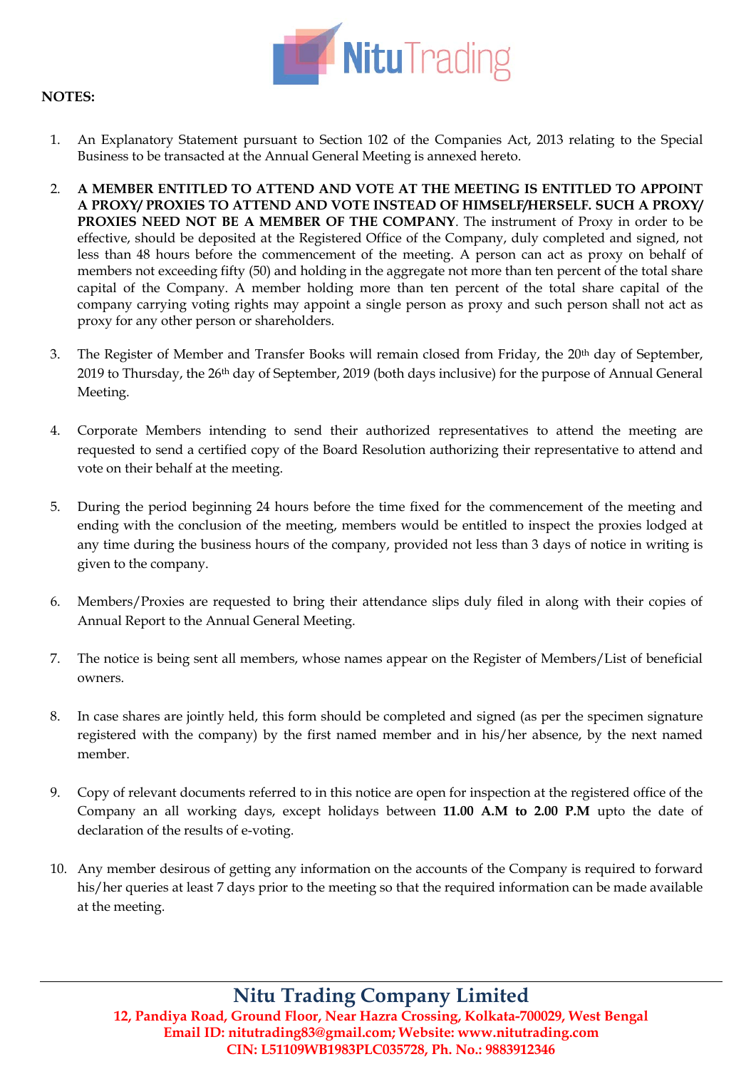**NOTES:**

1. An Explanatory Statement pursuant to Section 102 of the Companies Act, 2013 relating to the Special Business to be transacted at the Annual General Meeting is annexed hereto.

2. **A MEMBER ENTITLED TO ATTEND AND VOTE AT THE MEETING IS ENTITLED TO APPOINT A PROXY/ PROXIES TO ATTEND AND VOTE INSTEAD OF HIMSELF/HERSELF. SUCH A PROXY/ PROXIES NEED NOT BE A MEMBER OF THE COMPANY**. The instrument of Proxy in order to be effective, should be deposited at the Registered Office of the Company, duly completed and signed, not less than 48 hours before the commencement of the meeting. A person can act as proxy on behalf of members not exceeding fifty (50) and holding in the aggregate not more than ten percent of the total share capital of the Company. A member holding more than ten percent of the total share capital of the company carrying voting rights may appoint a single person as proxy and such person shall not act as proxy for any other person or shareholders.

3. The Register of Member and Transfer Books will remain closed from Friday, the 20th day of September, 2019 to Thursday, the 26th day of September, 2019 (both days inclusive) for the purpose of Annual General Meeting.

4. Corporate Members intending to send their authorized representatives to attend the meeting are requested to send a certified copy of the Board Resolution authorizing their representative to attend and vote on their behalf at the meeting.

5. During the period beginning 24 hours before the time fixed for the commencement of the meeting and ending with the conclusion of the meeting, members would be entitled to inspect the proxies lodged at any time during the business hours of the company, provided not less than 3 days of notice in writing is given to the company.

6. Members/Proxies are requested to bring their attendance slips duly filed in along with their copies of Annual Report to the Annual General Meeting.

7. The notice is being sent all members, whose names appear on the Register of Members/List of beneficial owners.

8. In case shares are jointly held, this form should be completed and signed (as per the specimen signature registered with the company) by the first named member and in his/her absence, by the next named member.

9. Copy of relevant documents referred to in this notice are open for inspection at the registered office of the Company an all working days, except holidays between **11.00 A.M to 2.00 P.M** upto the date of declaration of the results of e-voting.

10. Any member desirous of getting any information on the accounts of the Company is required to forward his/her queries at least 7 days prior to the meeting so that the required information can be made available at the meeting.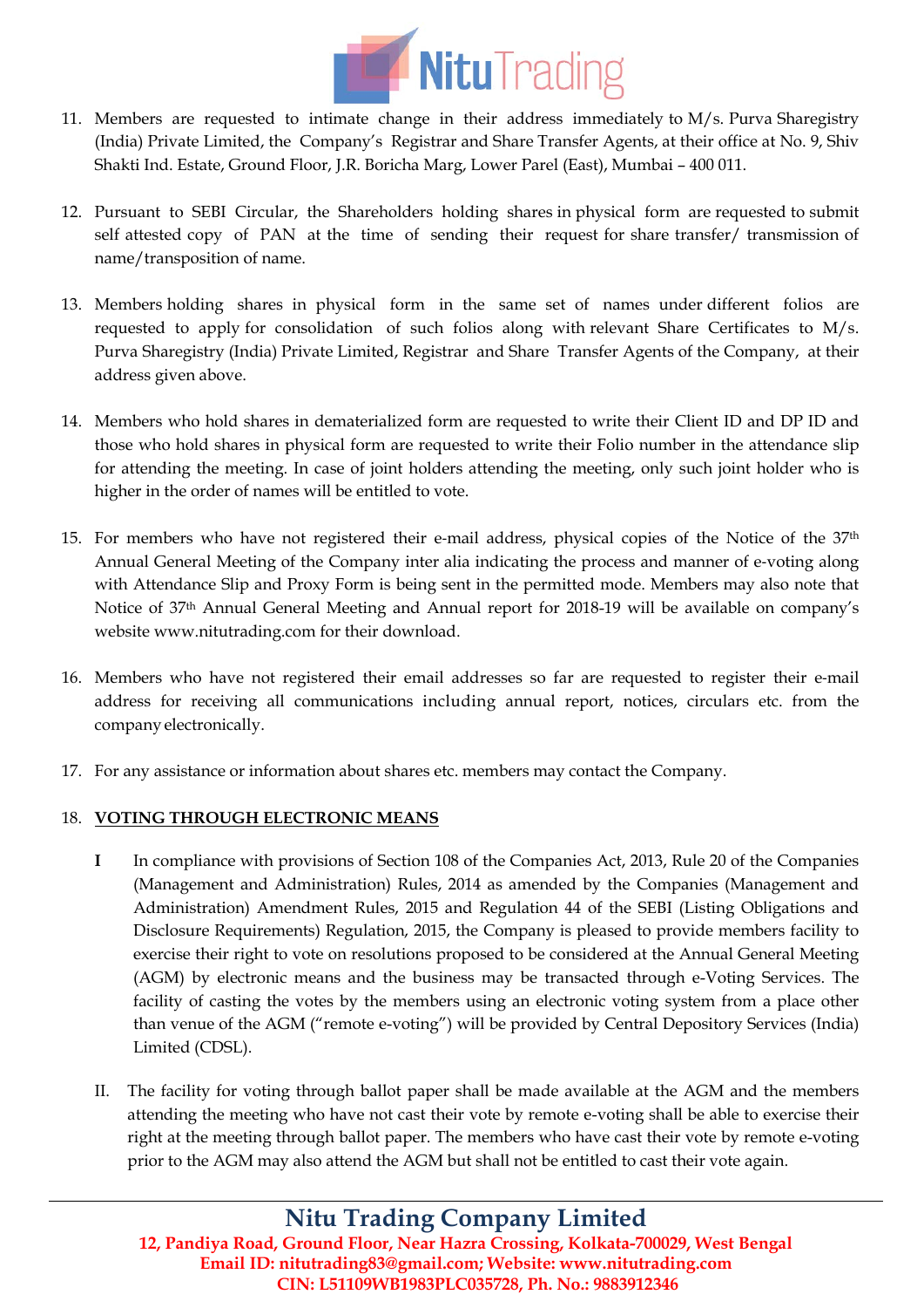11. Members are requested to intimate change in their address immediately to M/s. Purva Sharegistry (India) Private Limited, the Company's Registrar and Share Transfer Agents, at their office at No. 9, Shiv Shakti Ind. Estate, Ground Floor, J.R. Boricha Marg, Lower Parel (East), Mumbai – 400 011.

12. Pursuant to SEBI Circular, the Shareholders holding shares in physical form are requested to submit self attested copy of PAN at the time of sending their request for share transfer/ transmission of name/transposition of name.

13. Members holding shares in physical form in the same set of names under different folios are requested to apply for consolidation of such folios along with relevant Share Certificates to M/s. Purva Sharegistry (India) Private Limited, Registrar and Share Transfer Agents of the Company, at their address given above.

14. Members who hold shares in dematerialized form are requested to write their Client ID and DP ID and those who hold shares in physical form are requested to write their Folio number in the attendance slip for attending the meeting. In case of joint holders attending the meeting, only such joint holder who is higher in the order of names will be entitled to vote.

15. For members who have not registered their e-mail address, physical copies of the Notice of the 37th Annual General Meeting of the Company inter alia indicating the process and manner of e-voting along with Attendance Slip and Proxy Form is being sent in the permitted mode. Members may also note that Notice of 37th Annual General Meeting and Annual report for 2018-19 will be available on company's website www.nitutrading.com for their download.

16. Members who have not registered their email addresses so far are requested to register their e-mail address for receiving all communications including annual report, notices, circulars etc. from the company electronically.

17. For any assistance or information about shares etc. members may contact the Company.

18. **VOTING THROUGH ELECTRONIC MEANS**

    **I** In compliance with provisions of Section 108 of the Companies Act, 2013, Rule 20 of the Companies (Management and Administration) Rules, 2014 as amended by the Companies (Management and Administration) Amendment Rules, 2015 and Regulation 44 of the SEBI (Listing Obligations and Disclosure Requirements) Regulation, 2015, the Company is pleased to provide members facility to exercise their right to vote on resolutions proposed to be considered at the Annual General Meeting (AGM) by electronic means and the business may be transacted through e-Voting Services. The facility of casting the votes by the members using an electronic voting system from a place other than venue of the AGM ("remote e-voting") will be provided by Central Depository Services (India) Limited (CDSL).

    II. The facility for voting through ballot paper shall be made available at the AGM and the members attending the meeting who have not cast their vote by remote e-voting shall be able to exercise their right at the meeting through ballot paper. The members who have cast their vote by remote e-voting prior to the AGM may also attend the AGM but shall not be entitled to cast their vote again.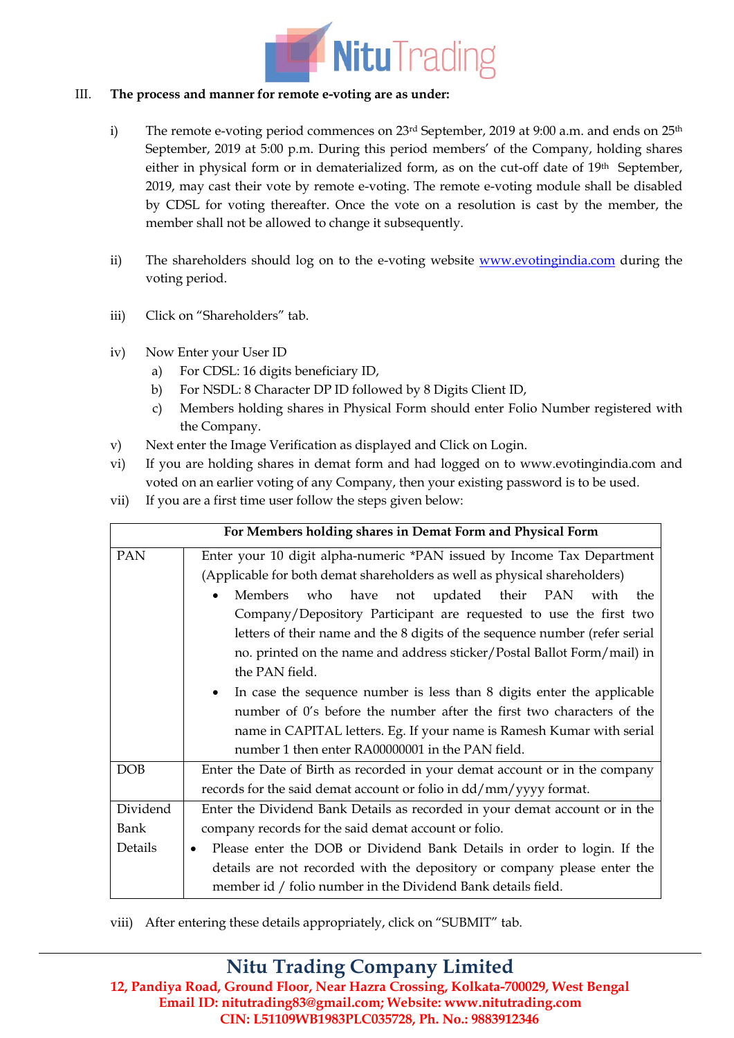III. **The process and manner for remote e-voting are as under:**

i) The remote e-voting period commences on 23rd September, 2019 at 9:00 a.m. and ends on 25th September, 2019 at 5:00 p.m. During this period members' of the Company, holding shares either in physical form or in dematerialized form, as on the cut-off date of 19th September, 2019, may cast their vote by remote e-voting. The remote e-voting module shall be disabled by CDSL for voting thereafter. Once the vote on a resolution is cast by the member, the member shall not be allowed to change it subsequently.

ii) The shareholders should log on to the e-voting website [www.evotingindia.com](http://www.evotingindia.com) during the voting period.

iii) Click on "Shareholders" tab.

iv) Now Enter your User ID
   a) For CDSL: 16 digits beneficiary ID,
   b) For NSDL: 8 Character DP ID followed by 8 Digits Client ID,
   c) Members holding shares in Physical Form should enter Folio Number registered with the Company.

v) Next enter the Image Verification as displayed and Click on Login.

vi) If you are holding shares in demat form and had logged on to www.evotingindia.com and voted on an earlier voting of any Company, then your existing password is to be used.

vii) If you are a first time user follow the steps given below:

| **For Members holding shares in Demat Form and Physical Form** | |
|---|---|
| PAN | Enter your 10 digit alpha-numeric *PAN issued by Income Tax Department (Applicable for both demat shareholders as well as physical shareholders)<br>• Members who have not updated their PAN with the Company/Depository Participant are requested to use the first two letters of their name and the 8 digits of the sequence number (refer serial no. printed on the name and address sticker/Postal Ballot Form/mail) in the PAN field.<br>• In case the sequence number is less than 8 digits enter the applicable number of 0's before the number after the first two characters of the name in CAPITAL letters. Eg. If your name is Ramesh Kumar with serial number 1 then enter RA00000001 in the PAN field. |
| DOB | Enter the Date of Birth as recorded in your demat account or in the company records for the said demat account or folio in dd/mm/yyyy format. |
| Dividend Bank Details | Enter the Dividend Bank Details as recorded in your demat account or in the company records for the said demat account or folio.<br>• Please enter the DOB or Dividend Bank Details in order to login. If the details are not recorded with the depository or company please enter the member id / folio number in the Dividend Bank details field. |

viii) After entering these details appropriately, click on "SUBMIT" tab.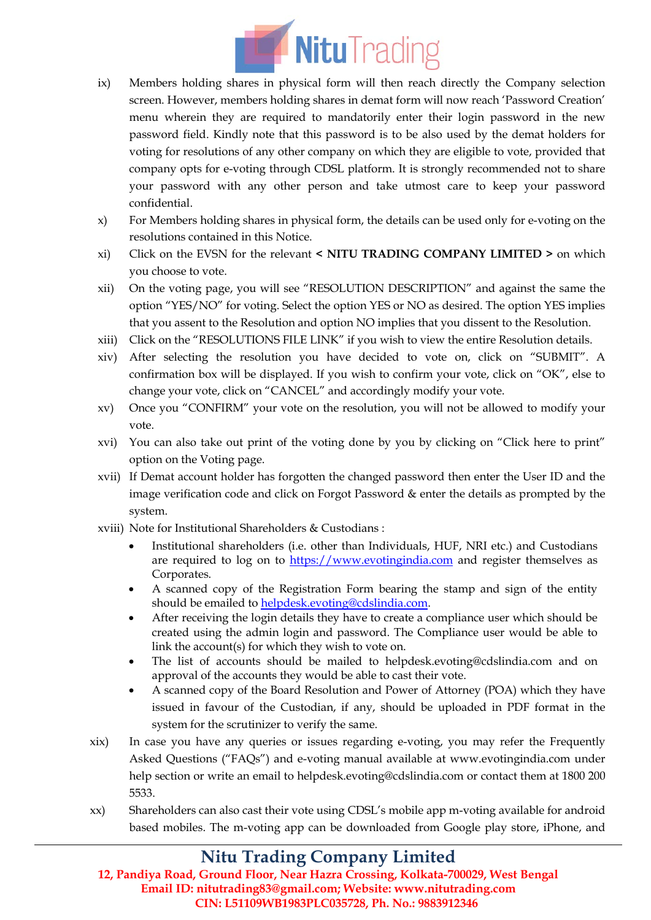- ix) Members holding shares in physical form will then reach directly the Company selection screen. However, members holding shares in demat form will now reach 'Password Creation' menu wherein they are required to mandatorily enter their login password in the new password field. Kindly note that this password is to be also used by the demat holders for voting for resolutions of any other company on which they are eligible to vote, provided that company opts for e-voting through CDSL platform. It is strongly recommended not to share your password with any other person and take utmost care to keep your password confidential.
- x) For Members holding shares in physical form, the details can be used only for e-voting on the resolutions contained in this Notice.
- xi) Click on the EVSN for the relevant **< NITU TRADING COMPANY LIMITED >** on which you choose to vote.
- xii) On the voting page, you will see "RESOLUTION DESCRIPTION" and against the same the option "YES/NO" for voting. Select the option YES or NO as desired. The option YES implies that you assent to the Resolution and option NO implies that you dissent to the Resolution.
- xiii) Click on the "RESOLUTIONS FILE LINK" if you wish to view the entire Resolution details.
- xiv) After selecting the resolution you have decided to vote on, click on "SUBMIT". A confirmation box will be displayed. If you wish to confirm your vote, click on "OK", else to change your vote, click on "CANCEL" and accordingly modify your vote.
- xv) Once you "CONFIRM" your vote on the resolution, you will not be allowed to modify your vote.
- xvi) You can also take out print of the voting done by you by clicking on "Click here to print" option on the Voting page.
- xvii) If Demat account holder has forgotten the changed password then enter the User ID and the image verification code and click on Forgot Password & enter the details as prompted by the system.
- xviii) Note for Institutional Shareholders & Custodians :
    - Institutional shareholders (i.e. other than Individuals, HUF, NRI etc.) and Custodians are required to log on to https://www.evotingindia.com and register themselves as Corporates.
    - A scanned copy of the Registration Form bearing the stamp and sign of the entity should be emailed to helpdesk.evoting@cdslindia.com.
    - After receiving the login details they have to create a compliance user which should be created using the admin login and password. The Compliance user would be able to link the account(s) for which they wish to vote on.
    - The list of accounts should be mailed to helpdesk.evoting@cdslindia.com and on approval of the accounts they would be able to cast their vote.
    - A scanned copy of the Board Resolution and Power of Attorney (POA) which they have issued in favour of the Custodian, if any, should be uploaded in PDF format in the system for the scrutinizer to verify the same.
- xix) In case you have any queries or issues regarding e-voting, you may refer the Frequently Asked Questions ("FAQs") and e-voting manual available at www.evotingindia.com under help section or write an email to helpdesk.evoting@cdslindia.com or contact them at 1800 200 5533.
- xx) Shareholders can also cast their vote using CDSL's mobile app m-voting available for android based mobiles. The m-voting app can be downloaded from Google play store, iPhone, and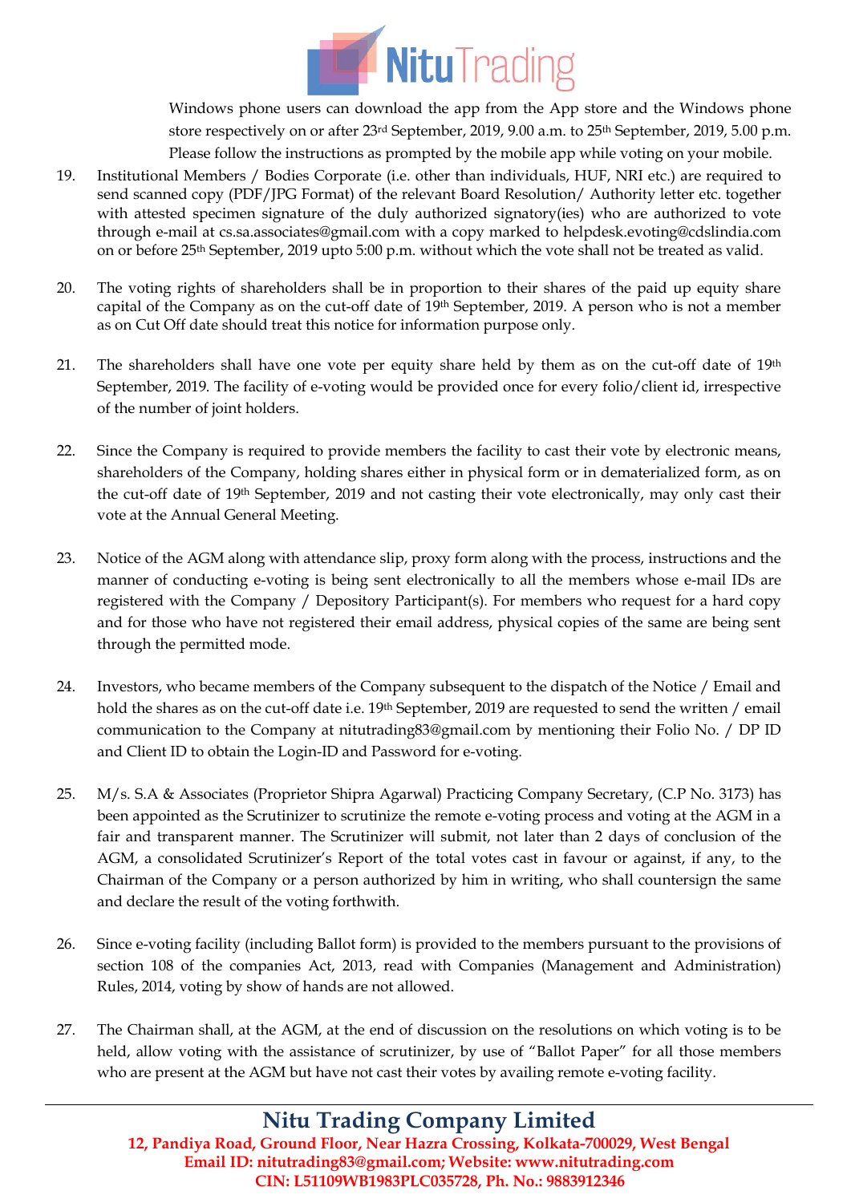Windows phone users can download the app from the App store and the Windows phone store respectively on or after 23rd September, 2019, 9.00 a.m. to 25th September, 2019, 5.00 p.m. Please follow the instructions as prompted by the mobile app while voting on your mobile.

19. Institutional Members / Bodies Corporate (i.e. other than individuals, HUF, NRI etc.) are required to send scanned copy (PDF/JPG Format) of the relevant Board Resolution/ Authority letter etc. together with attested specimen signature of the duly authorized signatory(ies) who are authorized to vote through e-mail at cs.sa.associates@gmail.com with a copy marked to helpdesk.evoting@cdslindia.com on or before 25th September, 2019 upto 5:00 p.m. without which the vote shall not be treated as valid.

20. The voting rights of shareholders shall be in proportion to their shares of the paid up equity share capital of the Company as on the cut-off date of 19th September, 2019. A person who is not a member as on Cut Off date should treat this notice for information purpose only.

21. The shareholders shall have one vote per equity share held by them as on the cut-off date of 19th September, 2019. The facility of e-voting would be provided once for every folio/client id, irrespective of the number of joint holders.

22. Since the Company is required to provide members the facility to cast their vote by electronic means, shareholders of the Company, holding shares either in physical form or in dematerialized form, as on the cut-off date of 19th September, 2019 and not casting their vote electronically, may only cast their vote at the Annual General Meeting.

23. Notice of the AGM along with attendance slip, proxy form along with the process, instructions and the manner of conducting e-voting is being sent electronically to all the members whose e-mail IDs are registered with the Company / Depository Participant(s). For members who request for a hard copy and for those who have not registered their email address, physical copies of the same are being sent through the permitted mode.

24. Investors, who became members of the Company subsequent to the dispatch of the Notice / Email and hold the shares as on the cut-off date i.e. 19th September, 2019 are requested to send the written / email communication to the Company at nitutrading83@gmail.com by mentioning their Folio No. / DP ID and Client ID to obtain the Login-ID and Password for e-voting.

25. M/s. S.A & Associates (Proprietor Shipra Agarwal) Practicing Company Secretary, (C.P No. 3173) has been appointed as the Scrutinizer to scrutinize the remote e-voting process and voting at the AGM in a fair and transparent manner. The Scrutinizer will submit, not later than 2 days of conclusion of the AGM, a consolidated Scrutinizer's Report of the total votes cast in favour or against, if any, to the Chairman of the Company or a person authorized by him in writing, who shall countersign the same and declare the result of the voting forthwith.

26. Since e-voting facility (including Ballot form) is provided to the members pursuant to the provisions of section 108 of the companies Act, 2013, read with Companies (Management and Administration) Rules, 2014, voting by show of hands are not allowed.

27. The Chairman shall, at the AGM, at the end of discussion on the resolutions on which voting is to be held, allow voting with the assistance of scrutinizer, by use of "Ballot Paper" for all those members who are present at the AGM but have not cast their votes by availing remote e-voting facility.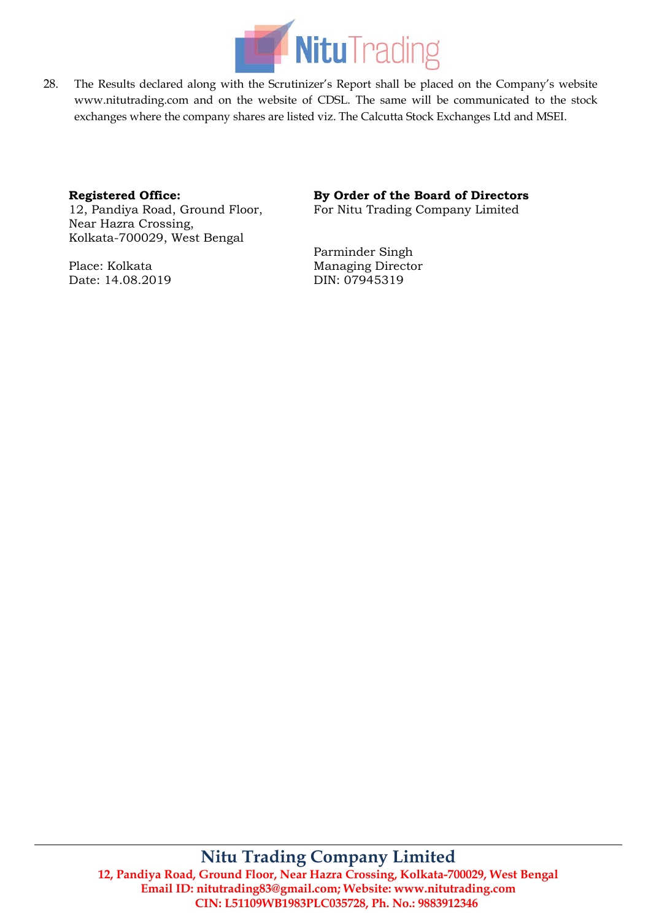28. The Results declared along with the Scrutinizer's Report shall be placed on the Company's website www.nitutrading.com and on the website of CDSL. The same will be communicated to the stock exchanges where the company shares are listed viz. The Calcutta Stock Exchanges Ltd and MSEI.

**Registered Office:**
12, Pandiya Road, Ground Floor,
Near Hazra Crossing,
Kolkata-700029, West Bengal

Place: Kolkata
Date: 14.08.2019

**By Order of the Board of Directors**
For Nitu Trading Company Limited

Parminder Singh
Managing Director
DIN: 07945319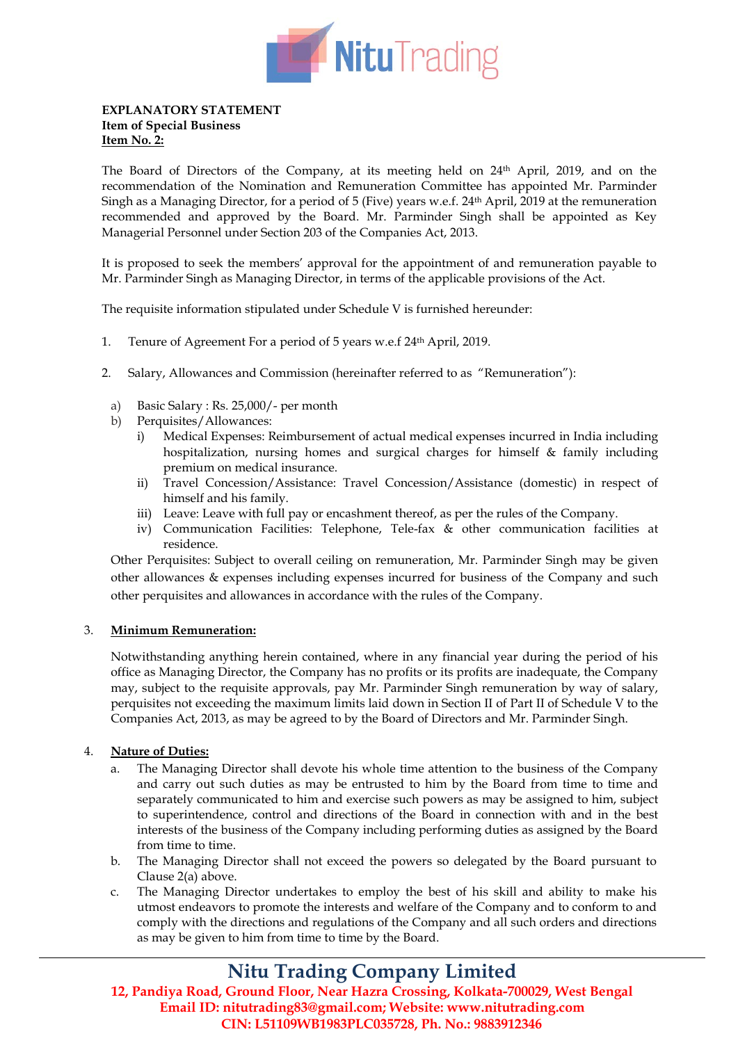**EXPLANATORY STATEMENT**
**Item of Special Business**
**Item No. 2:**

The Board of Directors of the Company, at its meeting held on 24th April, 2019, and on the recommendation of the Nomination and Remuneration Committee has appointed Mr. Parminder Singh as a Managing Director, for a period of 5 (Five) years w.e.f. 24th April, 2019 at the remuneration recommended and approved by the Board. Mr. Parminder Singh shall be appointed as Key Managerial Personnel under Section 203 of the Companies Act, 2013.

It is proposed to seek the members' approval for the appointment of and remuneration payable to Mr. Parminder Singh as Managing Director, in terms of the applicable provisions of the Act.

The requisite information stipulated under Schedule V is furnished hereunder:

1. Tenure of Agreement For a period of 5 years w.e.f 24th April, 2019.

2. Salary, Allowances and Commission (hereinafter referred to as "Remuneration"):

   a) Basic Salary : Rs. 25,000/- per month
   b) Perquisites/Allowances:
      i) Medical Expenses: Reimbursement of actual medical expenses incurred in India including hospitalization, nursing homes and surgical charges for himself & family including premium on medical insurance.
      ii) Travel Concession/Assistance: Travel Concession/Assistance (domestic) in respect of himself and his family.
      iii) Leave: Leave with full pay or encashment thereof, as per the rules of the Company.
      iv) Communication Facilities: Telephone, Tele-fax & other communication facilities at residence.

   Other Perquisites: Subject to overall ceiling on remuneration, Mr. Parminder Singh may be given other allowances & expenses including expenses incurred for business of the Company and such other perquisites and allowances in accordance with the rules of the Company.

3. **Minimum Remuneration:**

   Notwithstanding anything herein contained, where in any financial year during the period of his office as Managing Director, the Company has no profits or its profits are inadequate, the Company may, subject to the requisite approvals, pay Mr. Parminder Singh remuneration by way of salary, perquisites not exceeding the maximum limits laid down in Section II of Part II of Schedule V to the Companies Act, 2013, as may be agreed to by the Board of Directors and Mr. Parminder Singh.

4. **Nature of Duties:**

   a. The Managing Director shall devote his whole time attention to the business of the Company and carry out such duties as may be entrusted to him by the Board from time to time and separately communicated to him and exercise such powers as may be assigned to him, subject to superintendence, control and directions of the Board in connection with and in the best interests of the business of the Company including performing duties as assigned by the Board from time to time.
   b. The Managing Director shall not exceed the powers so delegated by the Board pursuant to Clause 2(a) above.
   c. The Managing Director undertakes to employ the best of his skill and ability to make his utmost endeavors to promote the interests and welfare of the Company and to conform to and comply with the directions and regulations of the Company and all such orders and directions as may be given to him from time to time by the Board.

**Nitu Trading Company Limited**
**12, Pandiya Road, Ground Floor, Near Hazra Crossing, Kolkata-700029, West Bengal**
**Email ID: nitutrading83@gmail.com; Website: www.nitutrading.com**
**CIN: L51109WB1983PLC035728, Ph. No.: 9883912346**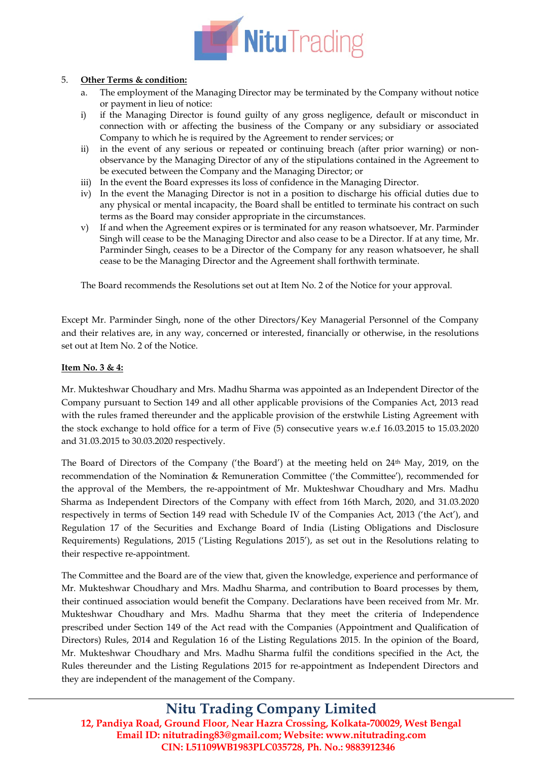5. **Other Terms & condition:**

   a. The employment of the Managing Director may be terminated by the Company without notice or payment in lieu of notice:

   i) if the Managing Director is found guilty of any gross negligence, default or misconduct in connection with or affecting the business of the Company or any subsidiary or associated Company to which he is required by the Agreement to render services; or

   ii) in the event of any serious or repeated or continuing breach (after prior warning) or non-observance by the Managing Director of any of the stipulations contained in the Agreement to be executed between the Company and the Managing Director; or

   iii) In the event the Board expresses its loss of confidence in the Managing Director.

   iv) In the event the Managing Director is not in a position to discharge his official duties due to any physical or mental incapacity, the Board shall be entitled to terminate his contract on such terms as the Board may consider appropriate in the circumstances.

   v) If and when the Agreement expires or is terminated for any reason whatsoever, Mr. Parminder Singh will cease to be the Managing Director and also cease to be a Director. If at any time, Mr. Parminder Singh, ceases to be a Director of the Company for any reason whatsoever, he shall cease to be the Managing Director and the Agreement shall forthwith terminate.

   The Board recommends the Resolutions set out at Item No. 2 of the Notice for your approval.

Except Mr. Parminder Singh, none of the other Directors/Key Managerial Personnel of the Company and their relatives are, in any way, concerned or interested, financially or otherwise, in the resolutions set out at Item No. 2 of the Notice.

**Item No. 3 & 4:**

Mr. Mukteshwar Choudhary and Mrs. Madhu Sharma was appointed as an Independent Director of the Company pursuant to Section 149 and all other applicable provisions of the Companies Act, 2013 read with the rules framed thereunder and the applicable provision of the erstwhile Listing Agreement with the stock exchange to hold office for a term of Five (5) consecutive years w.e.f 16.03.2015 to 15.03.2020 and 31.03.2015 to 30.03.2020 respectively.

The Board of Directors of the Company ('the Board') at the meeting held on 24th May, 2019, on the recommendation of the Nomination & Remuneration Committee ('the Committee'), recommended for the approval of the Members, the re-appointment of Mr. Mukteshwar Choudhary and Mrs. Madhu Sharma as Independent Directors of the Company with effect from 16th March, 2020, and 31.03.2020 respectively in terms of Section 149 read with Schedule IV of the Companies Act, 2013 ('the Act'), and Regulation 17 of the Securities and Exchange Board of India (Listing Obligations and Disclosure Requirements) Regulations, 2015 ('Listing Regulations 2015'), as set out in the Resolutions relating to their respective re-appointment.

The Committee and the Board are of the view that, given the knowledge, experience and performance of Mr. Mukteshwar Choudhary and Mrs. Madhu Sharma, and contribution to Board processes by them, their continued association would benefit the Company. Declarations have been received from Mr. Mr. Mukteshwar Choudhary and Mrs. Madhu Sharma that they meet the criteria of Independence prescribed under Section 149 of the Act read with the Companies (Appointment and Qualification of Directors) Rules, 2014 and Regulation 16 of the Listing Regulations 2015. In the opinion of the Board, Mr. Mukteshwar Choudhary and Mrs. Madhu Sharma fulfil the conditions specified in the Act, the Rules thereunder and the Listing Regulations 2015 for re-appointment as Independent Directors and they are independent of the management of the Company.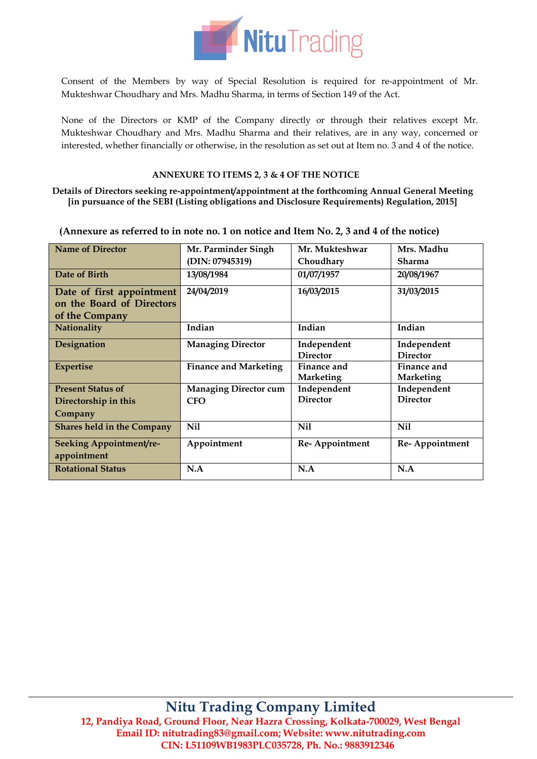Consent of the Members by way of Special Resolution is required for re-appointment of Mr. Mukteshwar Choudhary and Mrs. Madhu Sharma, in terms of Section 149 of the Act.

None of the Directors or KMP of the Company directly or through their relatives except Mr. Mukteshwar Choudhary and Mrs. Madhu Sharma and their relatives, are in any way, concerned or interested, whether financially or otherwise, in the resolution as set out at Item no. 3 and 4 of the notice.

**ANNEXURE TO ITEMS 2, 3 & 4 OF THE NOTICE**

**Details of Directors seeking re-appointment/appointment at the forthcoming Annual General Meeting [in pursuance of the SEBI (Listing obligations and Disclosure Requirements) Regulation, 2015]**

**(Annexure as referred to in note no. 1 on notice and Item No. 2, 3 and 4 of the notice)**

| Name of Director | Mr. Parminder Singh (DIN: 07945319) | Mr. Mukteshwar Choudhary | Mrs. Madhu Sharma |
|---|---|---|---|
| Date of Birth | 13/08/1984 | 01/07/1957 | 20/08/1967 |
| Date of first appointment on the Board of Directors of the Company | 24/04/2019 | 16/03/2015 | 31/03/2015 |
| Nationality | Indian | Indian | Indian |
| Designation | Managing Director | Independent Director | Independent Director |
| Expertise | Finance and Marketing | Finance and Marketing | Finance and Marketing |
| Present Status of Directorship in this Company | Managing Director cum CFO | Independent Director | Independent Director |
| Shares held in the Company | Nil | Nil | Nil |
| Seeking Appointment/re-appointment | Appointment | Re- Appointment | Re- Appointment |
| Rotational Status | N.A | N.A | N.A |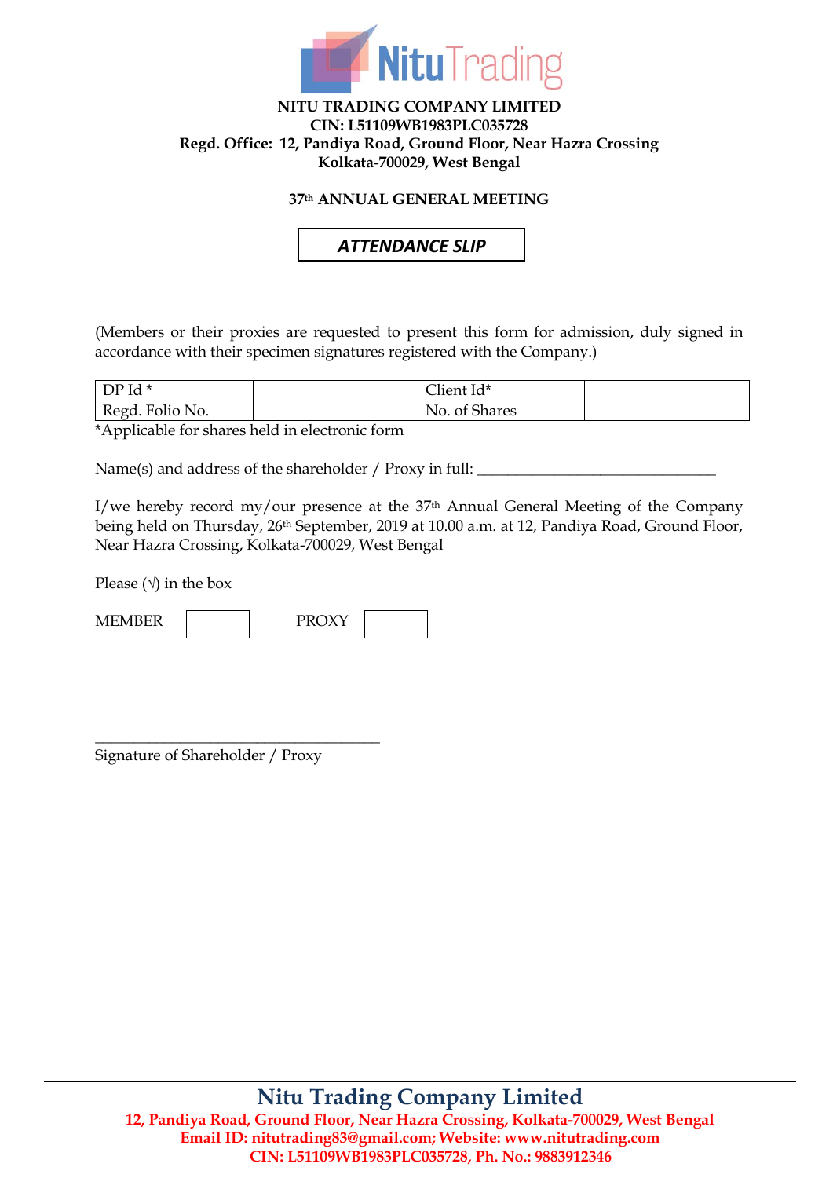**NITU TRADING COMPANY LIMITED**
**CIN: L51109WB1983PLC035728**
**Regd. Office: 12, Pandiya Road, Ground Floor, Near Hazra Crossing**
**Kolkata-700029, West Bengal**

## 37th ANNUAL GENERAL MEETING

## *ATTENDANCE SLIP*

(Members or their proxies are requested to present this form for admission, duly signed in accordance with their specimen signatures registered with the Company.)

| DP Id * | | Client Id* | |
|---|---|---|---|
| Regd. Folio No. | | No. of Shares | |

*Applicable for shares held in electronic form

Name(s) and address of the shareholder / Proxy in full: ______________________________

I/we hereby record my/our presence at the 37th Annual General Meeting of the Company being held on Thursday, 26th September, 2019 at 10.00 a.m. at 12, Pandiya Road, Ground Floor, Near Hazra Crossing, Kolkata-700029, West Bengal

Please (√) in the box

MEMBER ☐ PROXY ☐

____________________________________
Signature of Shareholder / Proxy

**Nitu Trading Company Limited**
**12, Pandiya Road, Ground Floor, Near Hazra Crossing, Kolkata-700029, West Bengal**
**Email ID: nitutrading83@gmail.com; Website: www.nitutrading.com**
**CIN: L51109WB1983PLC035728, Ph. No.: 9883912346**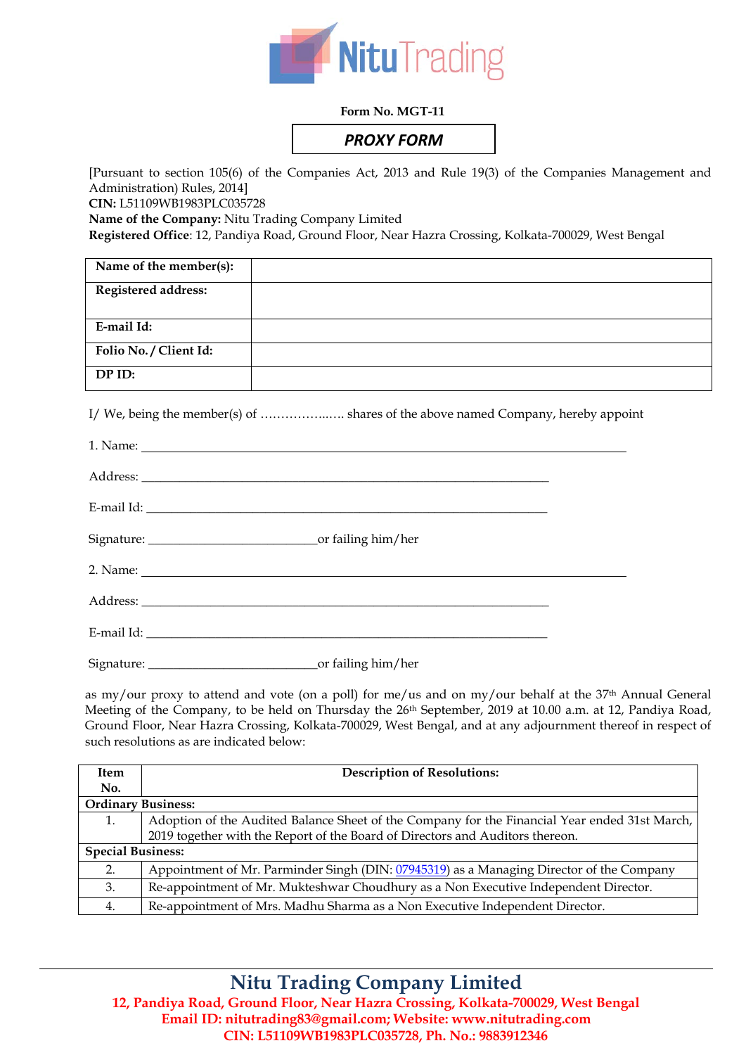**Form No. MGT-11**

## *PROXY FORM*

[Pursuant to section 105(6) of the Companies Act, 2013 and Rule 19(3) of the Companies Management and Administration) Rules, 2014]

**CIN:** L51109WB1983PLC035728

**Name of the Company:** Nitu Trading Company Limited

**Registered Office**: 12, Pandiya Road, Ground Floor, Near Hazra Crossing, Kolkata-700029, West Bengal

| **Name of the member(s):** | |
|---|---|
| **Registered address:** | |
| **E-mail Id:** | |
| **Folio No. / Client Id:** | |
| **DP ID:** | |

I/ We, being the member(s) of ……………..…. shares of the above named Company, hereby appoint

1. Name: ______________________________________________________________

Address: ______________________________________________________________

E-mail Id: ______________________________________________________________

Signature: ___________________________or failing him/her

2. Name: ______________________________________________________________

Address: ______________________________________________________________

E-mail Id: ______________________________________________________________

Signature: ___________________________or failing him/her

as my/our proxy to attend and vote (on a poll) for me/us and on my/our behalf at the 37th Annual General Meeting of the Company, to be held on Thursday the 26th September, 2019 at 10.00 a.m. at 12, Pandiya Road, Ground Floor, Near Hazra Crossing, Kolkata-700029, West Bengal, and at any adjournment thereof in respect of such resolutions as are indicated below:

| **Item No.** | **Description of Resolutions:** |
|---|---|
| **Ordinary Business:** | |
| 1. | Adoption of the Audited Balance Sheet of the Company for the Financial Year ended 31st March, 2019 together with the Report of the Board of Directors and Auditors thereon. |
| **Special Business:** | |
| 2. | Appointment of Mr. Parminder Singh (DIN: 07945319) as a Managing Director of the Company |
| 3. | Re-appointment of Mr. Mukteshwar Choudhury as a Non Executive Independent Director. |
| 4. | Re-appointment of Mrs. Madhu Sharma as a Non Executive Independent Director. |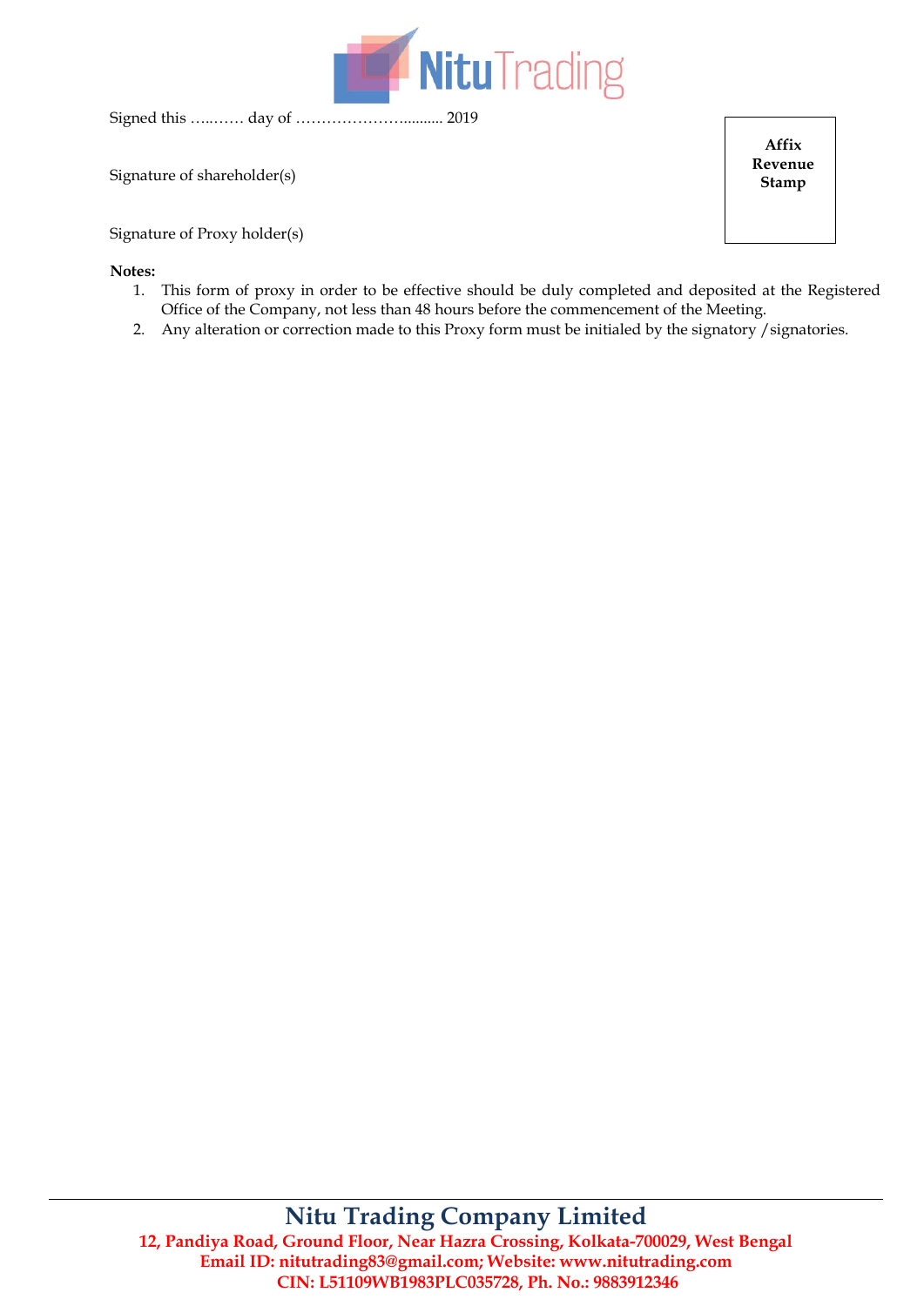Signed this ……..…. day of ………………….......... 2019

Signature of shareholder(s)

Signature of Proxy holder(s)

**Affix Revenue Stamp**

**Notes:**

1. This form of proxy in order to be effective should be duly completed and deposited at the Registered Office of the Company, not less than 48 hours before the commencement of the Meeting.
2. Any alteration or correction made to this Proxy form must be initialed by the signatory /signatories.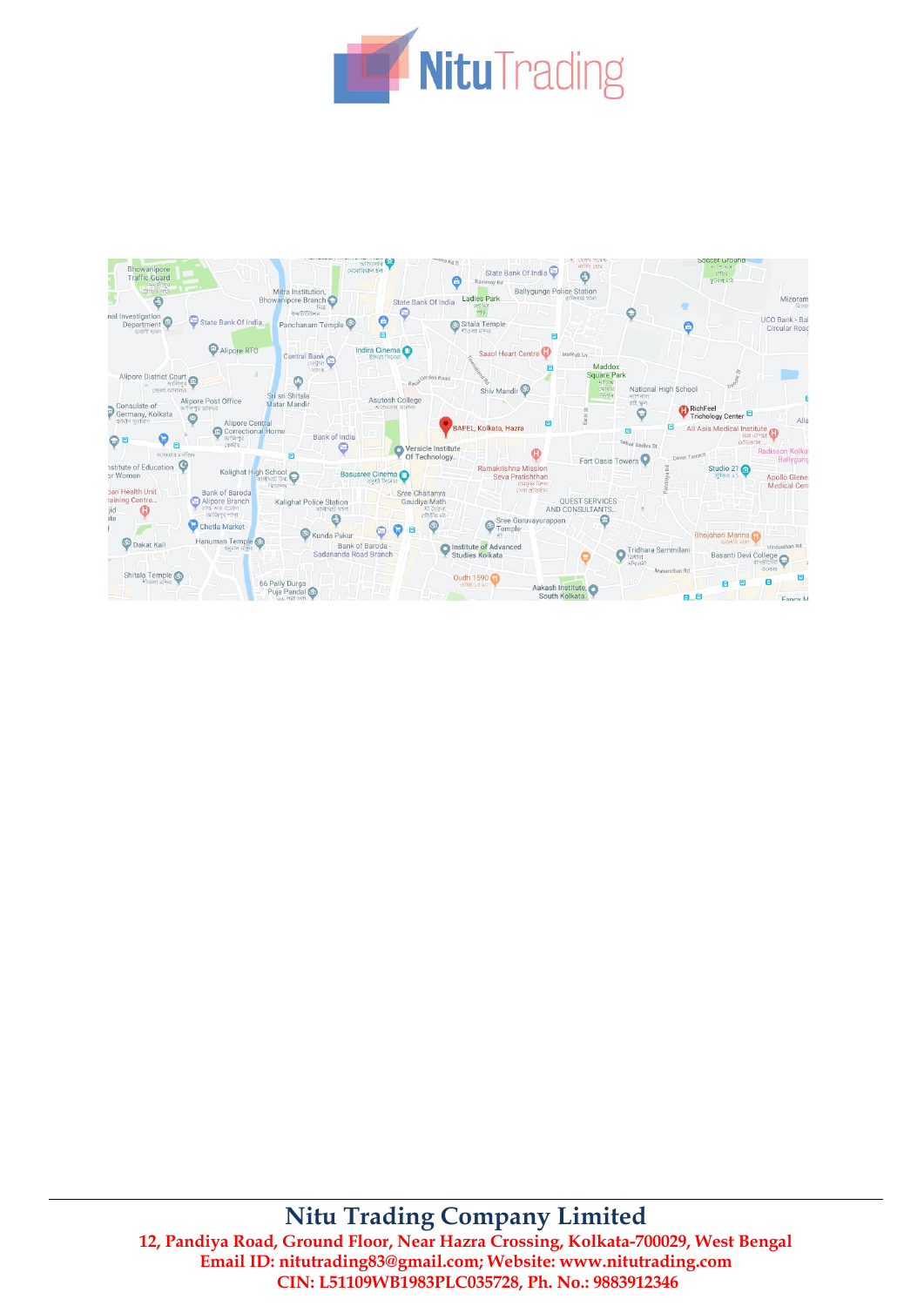**Nitu Trading Company Limited**

**12, Pandiya Road, Ground Floor, Near Hazra Crossing, Kolkata-700029, West Bengal**
**Email ID: nitutrading83@gmail.com; Website: www.nitutrading.com**
**CIN: L51109WB1983PLC035728, Ph. No.: 9883912346**